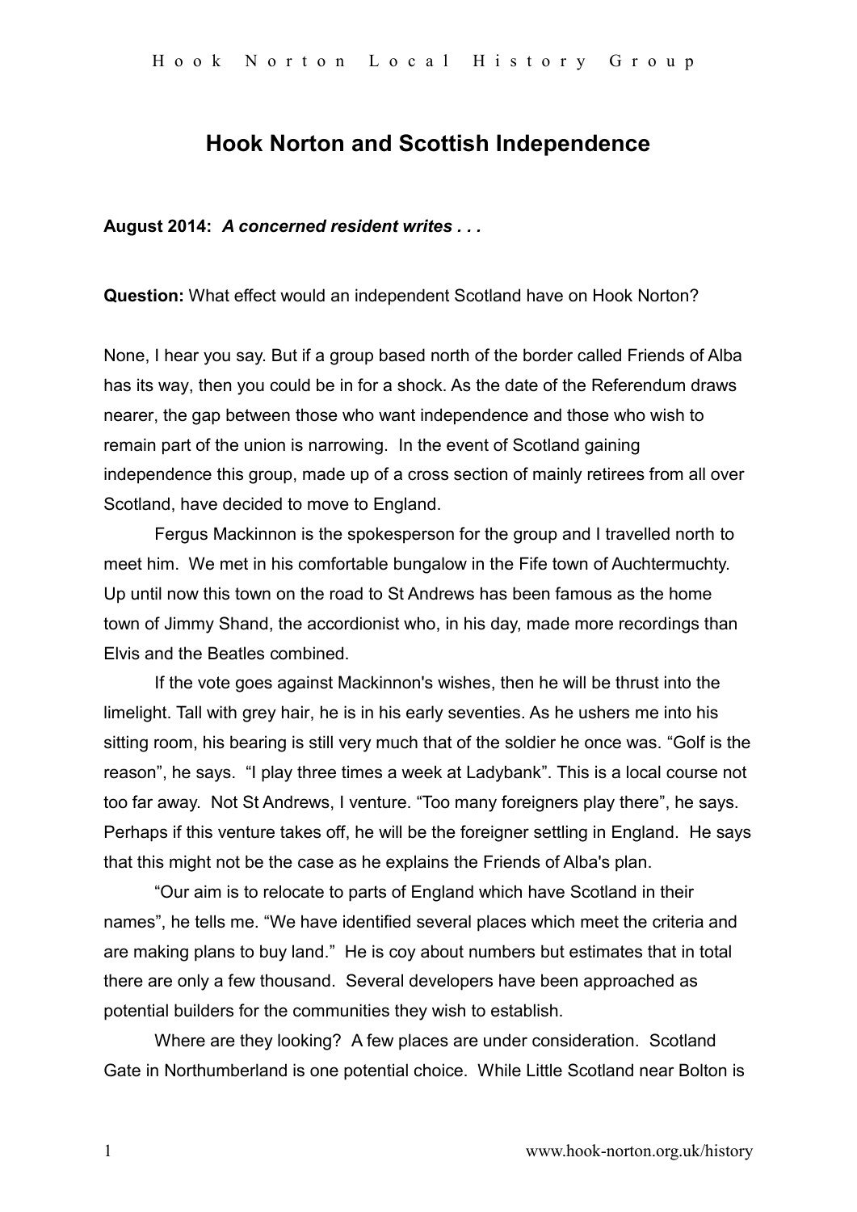# Hook Norton and Scottish Independence

**August 2014:** ***A concerned resident writes . . .***

**Question:** What effect would an independent Scotland have on Hook Norton?

None, I hear you say. But if a group based north of the border called Friends of Alba has its way, then you could be in for a shock. As the date of the Referendum draws nearer, the gap between those who want independence and those who wish to remain part of the union is narrowing. In the event of Scotland gaining independence this group, made up of a cross section of mainly retirees from all over Scotland, have decided to move to England.

Fergus Mackinnon is the spokesperson for the group and I travelled north to meet him. We met in his comfortable bungalow in the Fife town of Auchtermuchty. Up until now this town on the road to St Andrews has been famous as the home town of Jimmy Shand, the accordionist who, in his day, made more recordings than Elvis and the Beatles combined.

If the vote goes against Mackinnon's wishes, then he will be thrust into the limelight. Tall with grey hair, he is in his early seventies. As he ushers me into his sitting room, his bearing is still very much that of the soldier he once was. “Golf is the reason”, he says. “I play three times a week at Ladybank”. This is a local course not too far away. Not St Andrews, I venture. “Too many foreigners play there”, he says. Perhaps if this venture takes off, he will be the foreigner settling in England. He says that this might not be the case as he explains the Friends of Alba's plan.

“Our aim is to relocate to parts of England which have Scotland in their names”, he tells me. “We have identified several places which meet the criteria and are making plans to buy land.” He is coy about numbers but estimates that in total there are only a few thousand. Several developers have been approached as potential builders for the communities they wish to establish.

Where are they looking? A few places are under consideration. Scotland Gate in Northumberland is one potential choice. While Little Scotland near Bolton is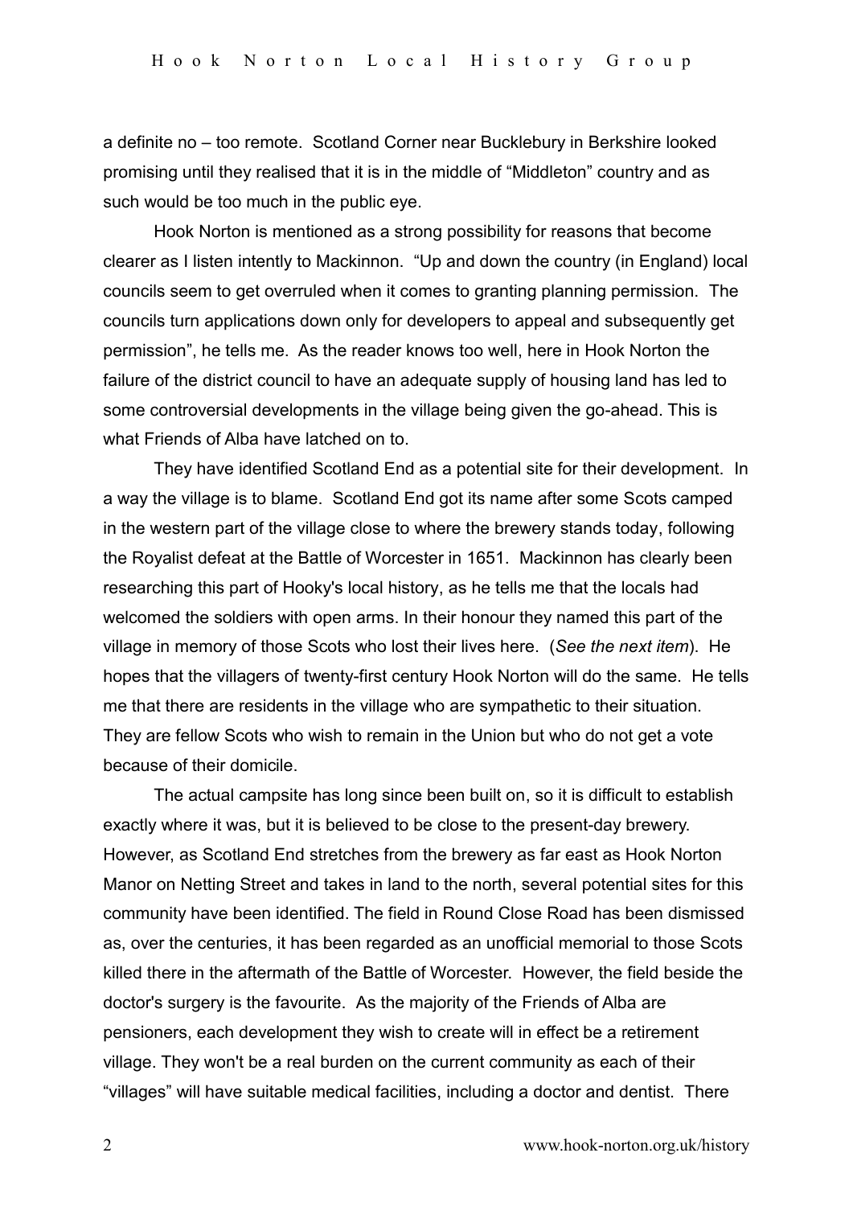a definite no – too remote. Scotland Corner near Bucklebury in Berkshire looked promising until they realised that it is in the middle of "Middleton" country and as such would be too much in the public eye.

Hook Norton is mentioned as a strong possibility for reasons that become clearer as I listen intently to Mackinnon. "Up and down the country (in England) local councils seem to get overruled when it comes to granting planning permission. The councils turn applications down only for developers to appeal and subsequently get permission", he tells me. As the reader knows too well, here in Hook Norton the failure of the district council to have an adequate supply of housing land has led to some controversial developments in the village being given the go-ahead. This is what Friends of Alba have latched on to.

They have identified Scotland End as a potential site for their development. In a way the village is to blame. Scotland End got its name after some Scots camped in the western part of the village close to where the brewery stands today, following the Royalist defeat at the Battle of Worcester in 1651. Mackinnon has clearly been researching this part of Hooky's local history, as he tells me that the locals had welcomed the soldiers with open arms. In their honour they named this part of the village in memory of those Scots who lost their lives here. (*See the next item*). He hopes that the villagers of twenty-first century Hook Norton will do the same. He tells me that there are residents in the village who are sympathetic to their situation. They are fellow Scots who wish to remain in the Union but who do not get a vote because of their domicile.

The actual campsite has long since been built on, so it is difficult to establish exactly where it was, but it is believed to be close to the present-day brewery. However, as Scotland End stretches from the brewery as far east as Hook Norton Manor on Netting Street and takes in land to the north, several potential sites for this community have been identified. The field in Round Close Road has been dismissed as, over the centuries, it has been regarded as an unofficial memorial to those Scots killed there in the aftermath of the Battle of Worcester. However, the field beside the doctor's surgery is the favourite. As the majority of the Friends of Alba are pensioners, each development they wish to create will in effect be a retirement village. They won't be a real burden on the current community as each of their "villages" will have suitable medical facilities, including a doctor and dentist. There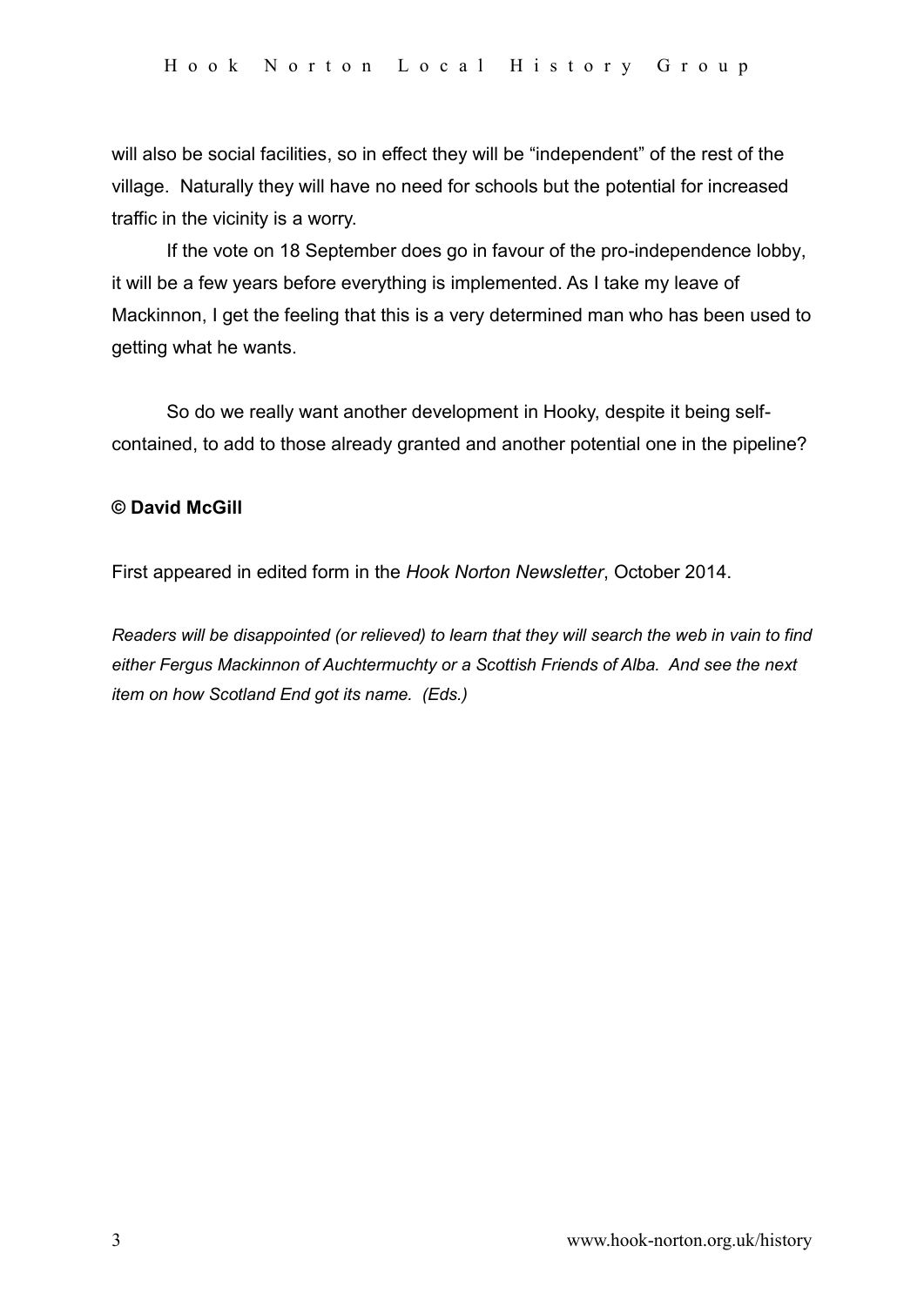will also be social facilities, so in effect they will be "independent" of the rest of the village. Naturally they will have no need for schools but the potential for increased traffic in the vicinity is a worry.

If the vote on 18 September does go in favour of the pro-independence lobby, it will be a few years before everything is implemented. As I take my leave of Mackinnon, I get the feeling that this is a very determined man who has been used to getting what he wants.

So do we really want another development in Hooky, despite it being self-contained, to add to those already granted and another potential one in the pipeline?

**© David McGill**

First appeared in edited form in the *Hook Norton Newsletter*, October 2014.

*Readers will be disappointed (or relieved) to learn that they will search the web in vain to find either Fergus Mackinnon of Auchtermuchty or a Scottish Friends of Alba. And see the next item on how Scotland End got its name. (Eds.)*